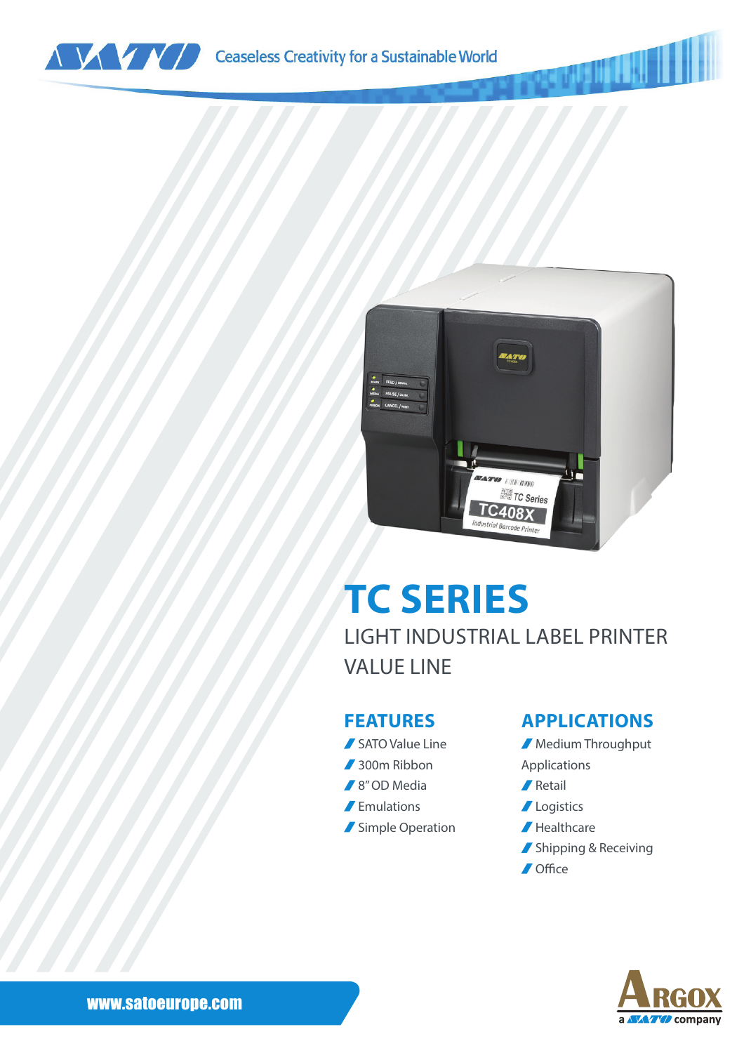Ceaseless Creativity for a Sustainable World

# TC SERIES

LIGHT INDUSTRIAL LABEL PRINTER
VALUE LINE

## FEATURES

- SATO Value Line
- 300m Ribbon
- 8" OD Media
- Emulations
- Simple Operation

## APPLICATIONS

- Medium Throughput Applications
- Retail
- Logistics
- Healthcare
- Shipping & Receiving
- Office

www.satoeurope.com

ARGOX a SATO company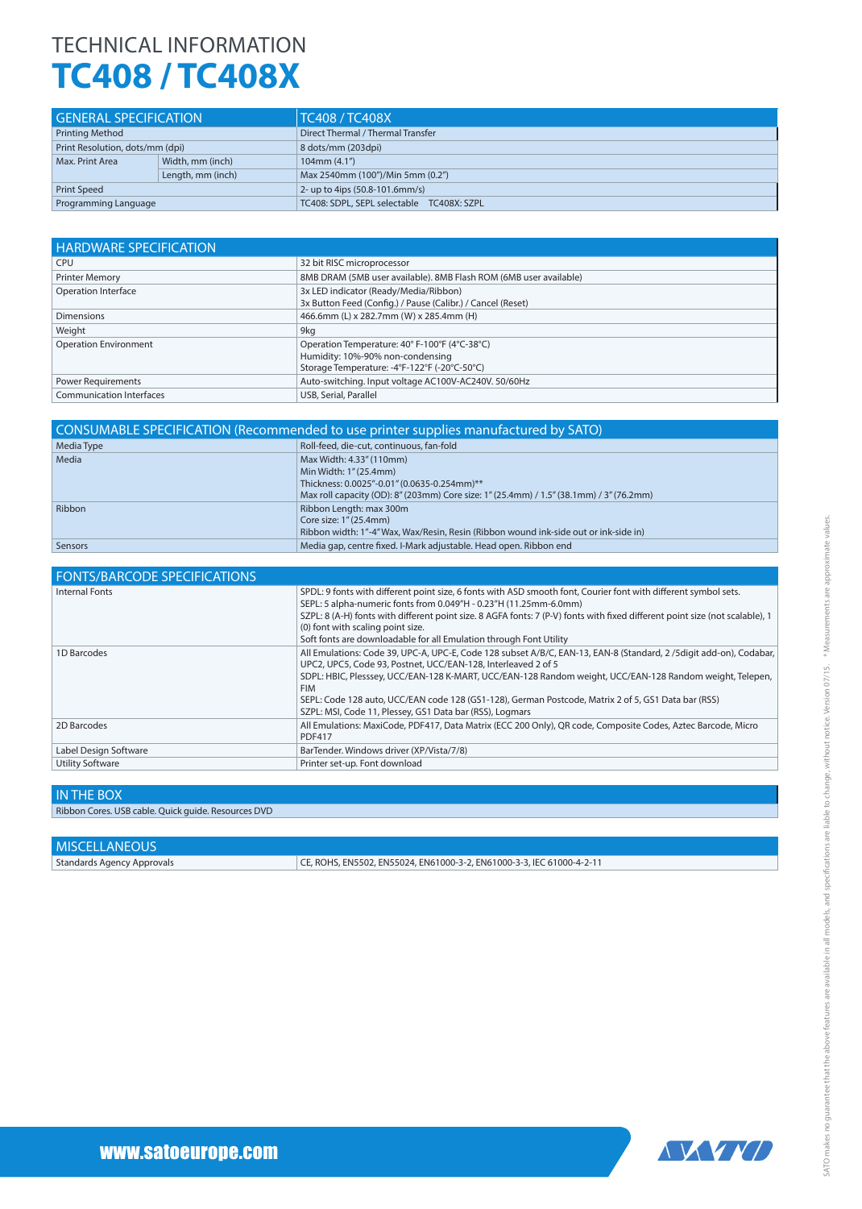TECHNICAL INFORMATION

# TC408 / TC408X

| GENERAL SPECIFICATION | | TC408 / TC408X |
|---|---|---|
| Printing Method | | Direct Thermal / Thermal Transfer |
| Print Resolution, dots/mm (dpi) | | 8 dots/mm (203dpi) |
| Max. Print Area | Width, mm (inch) | 104mm (4.1") |
| | Length, mm (inch) | Max 2540mm (100")/Min 5mm (0.2") |
| Print Speed | | 2- up to 4ips (50.8-101.6mm/s) |
| Programming Language | | TC408: SDPL, SEPL selectable TC408X: SZPL |

| HARDWARE SPECIFICATION | |
|---|---|
| CPU | 32 bit RISC microprocessor |
| Printer Memory | 8MB DRAM (5MB user available). 8MB Flash ROM (6MB user available) |
| Operation Interface | 3x LED indicator (Ready/Media/Ribbon)<br>3x Button Feed (Config.) / Pause (Calibr.) / Cancel (Reset) |
| Dimensions | 466.6mm (L) x 282.7mm (W) x 285.4mm (H) |
| Weight | 9kg |
| Operation Environment | Operation Temperature: 40° F-100°F (4°C-38°C)<br>Humidity: 10%-90% non-condensing<br>Storage Temperature: -4°F-122°F (-20°C-50°C) |
| Power Requirements | Auto-switching. Input voltage AC100V-AC240V. 50/60Hz |
| Communication Interfaces | USB, Serial, Parallel |

| CONSUMABLE SPECIFICATION (Recommended to use printer supplies manufactured by SATO) | |
|---|---|
| Media Type | Roll-feed, die-cut, continuous, fan-fold |
| Media | Max Width: 4.33" (110mm)<br>Min Width: 1" (25.4mm)<br>Thickness: 0.0025"-0.01" (0.0635-0.254mm)**<br>Max roll capacity (OD): 8" (203mm) Core size: 1" (25.4mm) / 1.5" (38.1mm) / 3" (76.2mm) |
| Ribbon | Ribbon Length: max 300m<br>Core size: 1" (25.4mm)<br>Ribbon width: 1"-4" Wax, Wax/Resin, Resin (Ribbon wound ink-side out or ink-side in) |
| Sensors | Media gap, centre fixed. I-Mark adjustable. Head open. Ribbon end |

| FONTS/BARCODE SPECIFICATIONS | |
|---|---|
| Internal Fonts | SDPL: 9 fonts with different point size, 6 fonts with ASD smooth font, Courier font with different symbol sets.<br>SEPL: 5 alpha-numeric fonts from 0.049"H - 0.23"H (11.25mm-6.0mm)<br>SZPL: 8 (A-H) fonts with different point size. 8 AGFA fonts: 7 (P-V) fonts with fixed different point size (not scalable), 1 (0) font with scaling point size.<br>Soft fonts are downloadable for all Emulation through Font Utility |
| 1D Barcodes | All Emulations: Code 39, UPC-A, UPC-E, Code 128 subset A/B/C, EAN-13, EAN-8 (Standard, 2 /5digit add-on), Codabar, UPC2, UPC5, Code 93, Postnet, UCC/EAN-128, Interleaved 2 of 5<br>SDPL: HBIC, Plessey, UCC/EAN-128 K-MART, UCC/EAN-128 Random weight, UCC/EAN-128 Random weight, Telepen, FIM<br>SEPL: Code 128 auto, UCC/EAN code 128 (GS1-128), German Postcode, Matrix 2 of 5, GS1 Data bar (RSS)<br>SZPL: MSI, Code 11, Plessey, GS1 Data bar (RSS), Logmars |
| 2D Barcodes | All Emulations: MaxiCode, PDF417, Data Matrix (ECC 200 Only), QR code, Composite Codes, Aztec Barcode, Micro PDF417 |
| Label Design Software | BarTender. Windows driver (XP/Vista/7/8) |
| Utility Software | Printer set-up. Font download |

| IN THE BOX |
|---|
| Ribbon Cores. USB cable. Quick guide. Resources DVD |

| MISCELLANEOUS | |
|---|---|
| Standards Agency Approvals | CE, ROHS, EN5502, EN55024, EN61000-3-2, EN61000-3-3, IEC 61000-4-2-11 |

SATO makes no guarantee that the above features are available in all models, and specifications are liable to change, without notice. Version 07/15. * Measurements are approximate values.

www.satoeurope.com

SATO